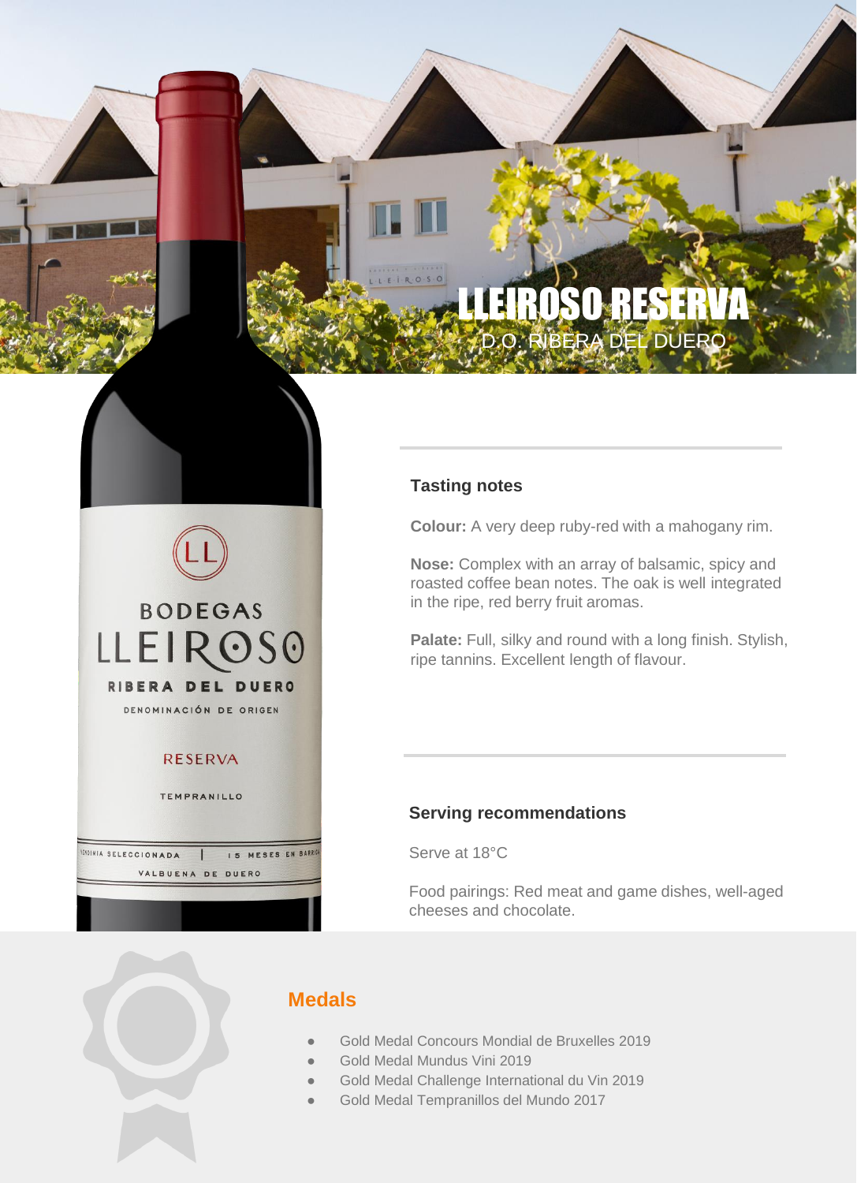# LLEIROSO RESERVA

D.O. RIBERA DEL DUERO

## Tasting notes

**Colour:** A very deep ruby-red with a mahogany rim.

**Nose:** Complex with an array of balsamic, spicy and roasted coffee bean notes. The oak is well integrated in the ripe, red berry fruit aromas.

**Palate:** Full, silky and round with a long finish. Stylish, ripe tannins. Excellent length of flavour.

## Serving recommendations

Serve at 18°C

Food pairings: Red meat and game dishes, well-aged cheeses and chocolate.

## Medals

- Gold Medal Concours Mondial de Bruxelles 2019
- Gold Medal Mundus Vini 2019
- Gold Medal Challenge International du Vin 2019
- Gold Medal Tempranillos del Mundo 2017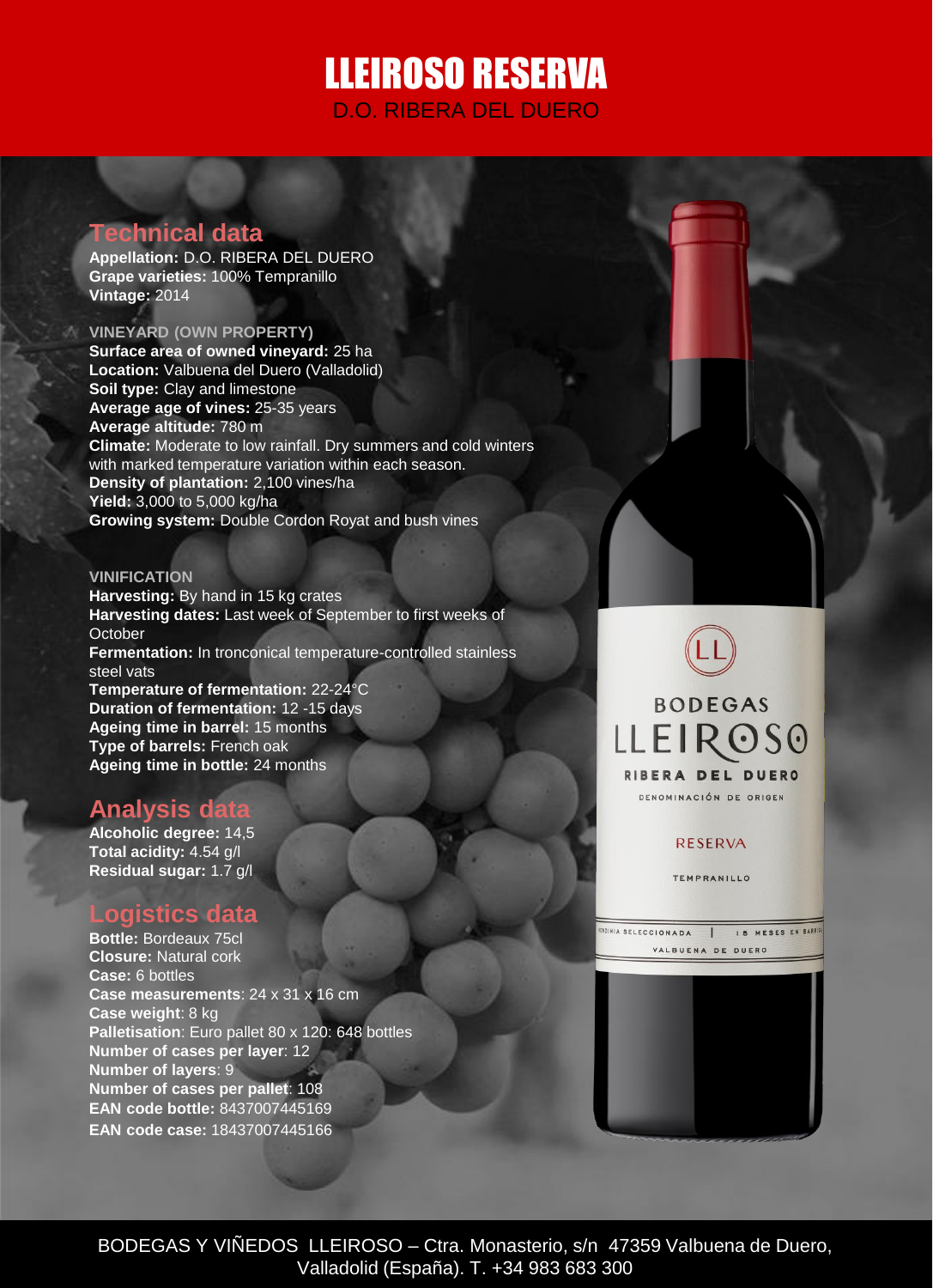# LLEIROSO RESERVA

D.O. RIBERA DEL DUERO

## Technical data

**Appellation:** D.O. RIBERA DEL DUERO
**Grape varieties:** 100% Tempranillo
**Vintage:** 2014

### VINEYARD (OWN PROPERTY)

**Surface area of owned vineyard:** 25 ha
**Location:** Valbuena del Duero (Valladolid)
**Soil type:** Clay and limestone
**Average age of vines:** 25-35 years
**Average altitude:** 780 m
**Climate:** Moderate to low rainfall. Dry summers and cold winters with marked temperature variation within each season.
**Density of plantation:** 2,100 vines/ha
**Yield:** 3,000 to 5,000 kg/ha
**Growing system:** Double Cordon Royat and bush vines

### VINIFICATION

**Harvesting:** By hand in 15 kg crates
**Harvesting dates:** Last week of September to first weeks of October
**Fermentation:** In tronconical temperature-controlled stainless steel vats
**Temperature of fermentation:** 22-24°C
**Duration of fermentation:** 12 -15 days
**Ageing time in barrel:** 15 months
**Type of barrels:** French oak
**Ageing time in bottle:** 24 months

## Analysis data

**Alcoholic degree:** 14,5
**Total acidity:** 4.54 g/l
**Residual sugar:** 1.7 g/l

## Logistics data

**Bottle:** Bordeaux 75cl
**Closure:** Natural cork
**Case:** 6 bottles
**Case measurements**: 24 x 31 x 16 cm
**Case weight**: 8 kg
**Palletisation**: Euro pallet 80 x 120: 648 bottles
**Number of cases per layer**: 12
**Number of layers**: 9
**Number of cases per pallet**: 108
**EAN code bottle:** 8437007445169
**EAN code case:** 18437007445166

BODEGAS Y VIÑEDOS LLEIROSO – Ctra. Monasterio, s/n 47359 Valbuena de Duero, Valladolid (España). T. +34 983 683 300